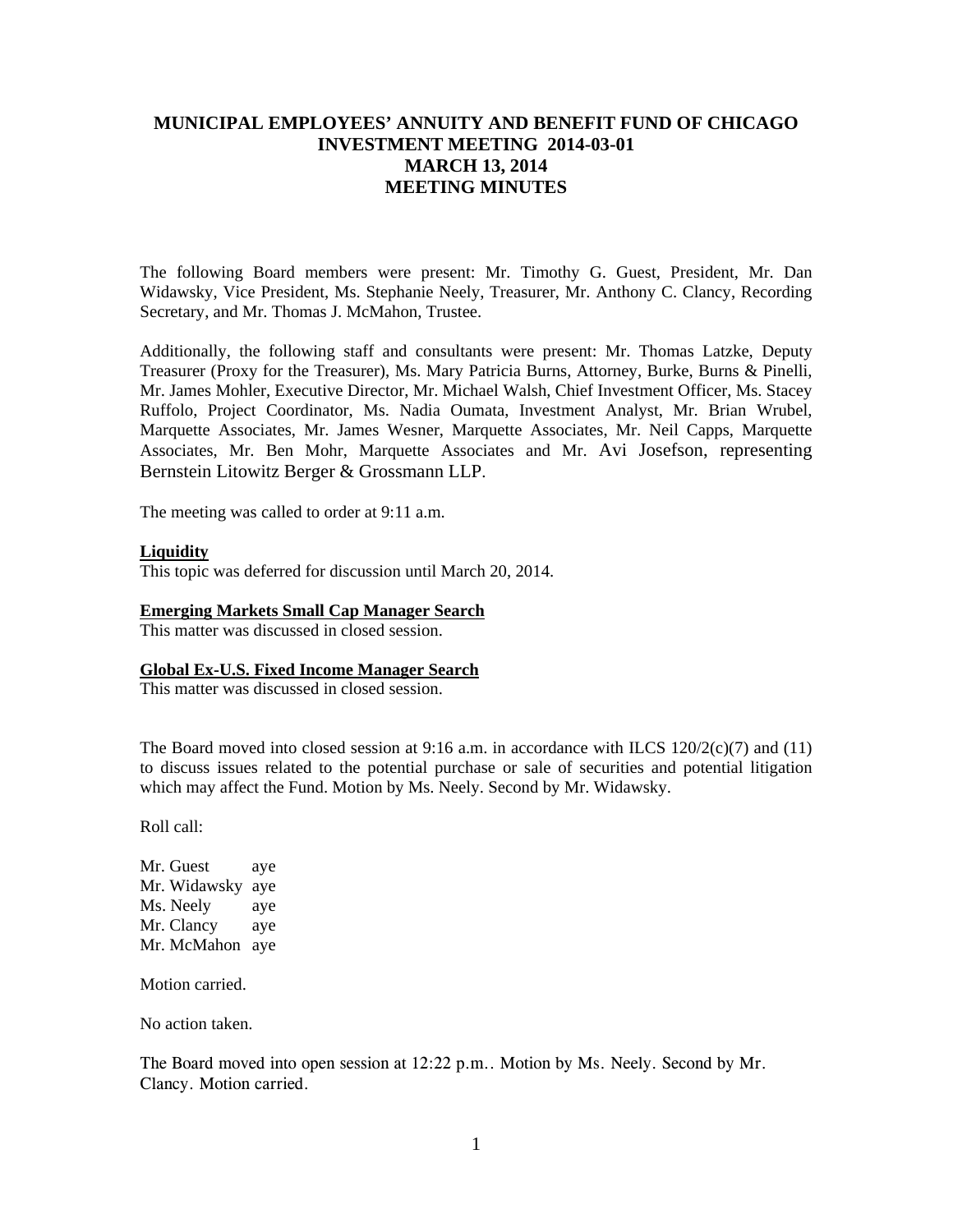# MUNICIPAL EMPLOYEES' ANNUITY AND BENEFIT FUND OF CHICAGO
# INVESTMENT MEETING 2014-03-01
# MARCH 13, 2014
# MEETING MINUTES

The following Board members were present: Mr. Timothy G. Guest, President, Mr. Dan Widawsky, Vice President, Ms. Stephanie Neely, Treasurer, Mr. Anthony C. Clancy, Recording Secretary, and Mr. Thomas J. McMahon, Trustee.

Additionally, the following staff and consultants were present: Mr. Thomas Latzke, Deputy Treasurer (Proxy for the Treasurer), Ms. Mary Patricia Burns, Attorney, Burke, Burns & Pinelli, Mr. James Mohler, Executive Director, Mr. Michael Walsh, Chief Investment Officer, Ms. Stacey Ruffolo, Project Coordinator, Ms. Nadia Oumata, Investment Analyst, Mr. Brian Wrubel, Marquette Associates, Mr. James Wesner, Marquette Associates, Mr. Neil Capps, Marquette Associates, Mr. Ben Mohr, Marquette Associates and Mr. Avi Josefson, representing Bernstein Litowitz Berger & Grossmann LLP.

The meeting was called to order at 9:11 a.m.

**Liquidity**

This topic was deferred for discussion until March 20, 2014.

**Emerging Markets Small Cap Manager Search**

This matter was discussed in closed session.

**Global Ex-U.S. Fixed Income Manager Search**

This matter was discussed in closed session.

The Board moved into closed session at 9:16 a.m. in accordance with ILCS 120/2(c)(7) and (11) to discuss issues related to the potential purchase or sale of securities and potential litigation which may affect the Fund. Motion by Ms. Neely. Second by Mr. Widawsky.

Roll call:

Mr. Guest aye  
Mr. Widawsky aye  
Ms. Neely aye  
Mr. Clancy aye  
Mr. McMahon aye

Motion carried.

No action taken.

The Board moved into open session at 12:22 p.m.. Motion by Ms. Neely. Second by Mr. Clancy. Motion carried.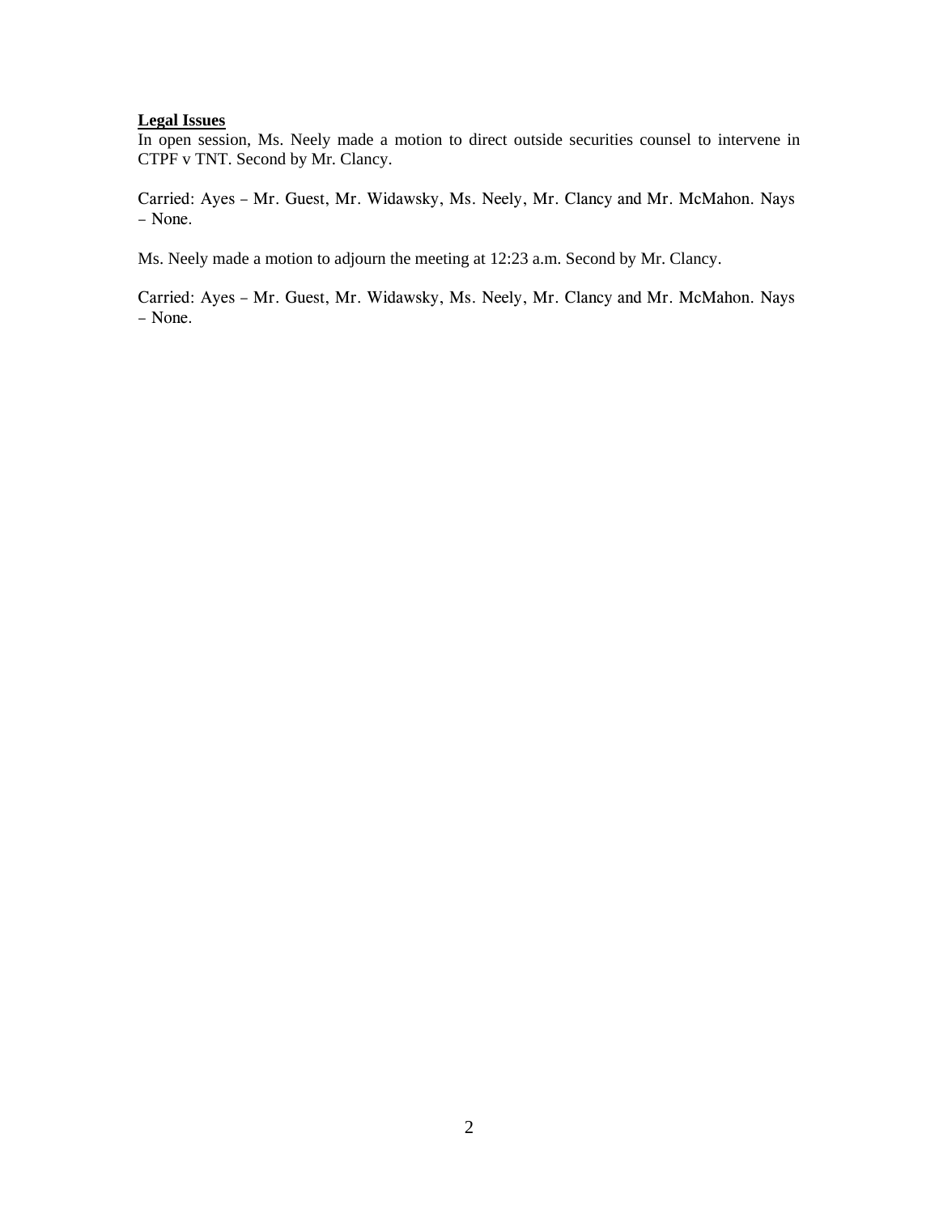**Legal Issues**

In open session, Ms. Neely made a motion to direct outside securities counsel to intervene in CTPF v TNT. Second by Mr. Clancy.

Carried: Ayes – Mr. Guest, Mr. Widawsky, Ms. Neely, Mr. Clancy and Mr. McMahon. Nays – None.

Ms. Neely made a motion to adjourn the meeting at 12:23 a.m. Second by Mr. Clancy.

Carried: Ayes – Mr. Guest, Mr. Widawsky, Ms. Neely, Mr. Clancy and Mr. McMahon. Nays – None.